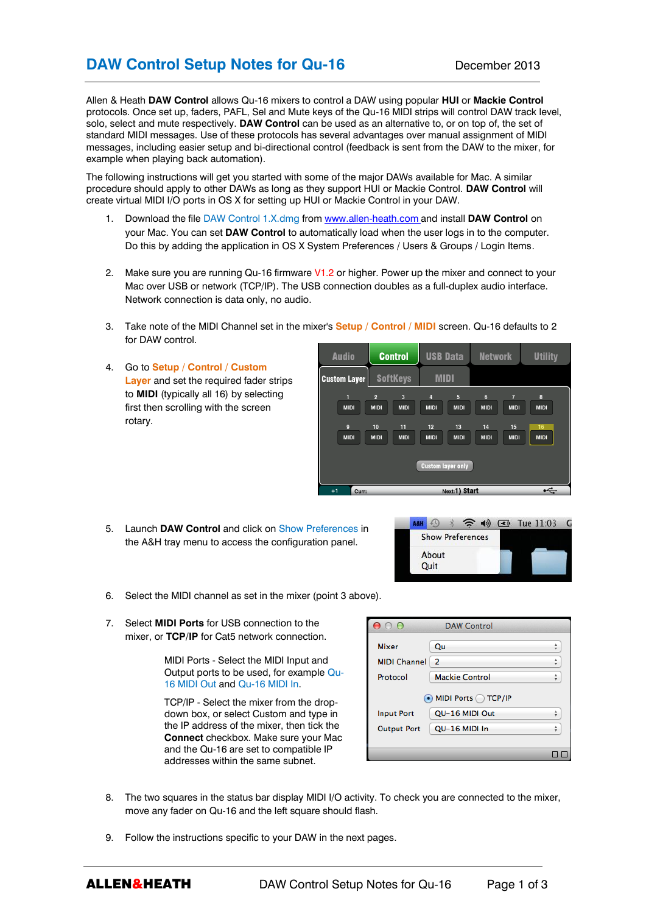# DAW Control Setup Notes for Qu-16

December 2013

Allen & Heath **DAW Control** allows Qu-16 mixers to control a DAW using popular **HUI** or **Mackie Control** protocols. Once set up, faders, PAFL, Sel and Mute keys of the Qu-16 MIDI strips will control DAW track level, solo, select and mute respectively. **DAW Control** can be used as an alternative to, or on top of, the set of standard MIDI messages. Use of these protocols has several advantages over manual assignment of MIDI messages, including easier setup and bi-directional control (feedback is sent from the DAW to the mixer, for example when playing back automation).

The following instructions will get you started with some of the major DAWs available for Mac. A similar procedure should apply to other DAWs as long as they support HUI or Mackie Control. **DAW Control** will create virtual MIDI I/O ports in OS X for setting up HUI or Mackie Control in your DAW.

1. Download the file DAW Control 1.X.dmg from www.allen-heath.com and install **DAW Control** on your Mac. You can set **DAW Control** to automatically load when the user logs in to the computer. Do this by adding the application in OS X System Preferences / Users & Groups / Login Items.

2. Make sure you are running Qu-16 firmware V1.2 or higher. Power up the mixer and connect to your Mac over USB or network (TCP/IP). The USB connection doubles as a full-duplex audio interface. Network connection is data only, no audio.

3. Take note of the MIDI Channel set in the mixer's Setup / Control / MIDI screen. Qu-16 defaults to 2 for DAW control.

4. Go to Setup / Control / Custom Layer and set the required fader strips to **MIDI** (typically all 16) by selecting first then scrolling with the screen rotary.

5. Launch **DAW Control** and click on Show Preferences in the A&H tray menu to access the configuration panel.

6. Select the MIDI channel as set in the mixer (point 3 above).

7. Select **MIDI Ports** for USB connection to the mixer, or **TCP**/**IP** for Cat5 network connection.

   MIDI Ports - Select the MIDI Input and Output ports to be used, for example Qu-16 MIDI Out and Qu-16 MIDI In.

   TCP/IP - Select the mixer from the drop-down box, or select Custom and type in the IP address of the mixer, then tick the **Connect** checkbox. Make sure your Mac and the Qu-16 are set to compatible IP addresses within the same subnet.

8. The two squares in the status bar display MIDI I/O activity. To check you are connected to the mixer, move any fader on Qu-16 and the left square should flash.

9. Follow the instructions specific to your DAW in the next pages.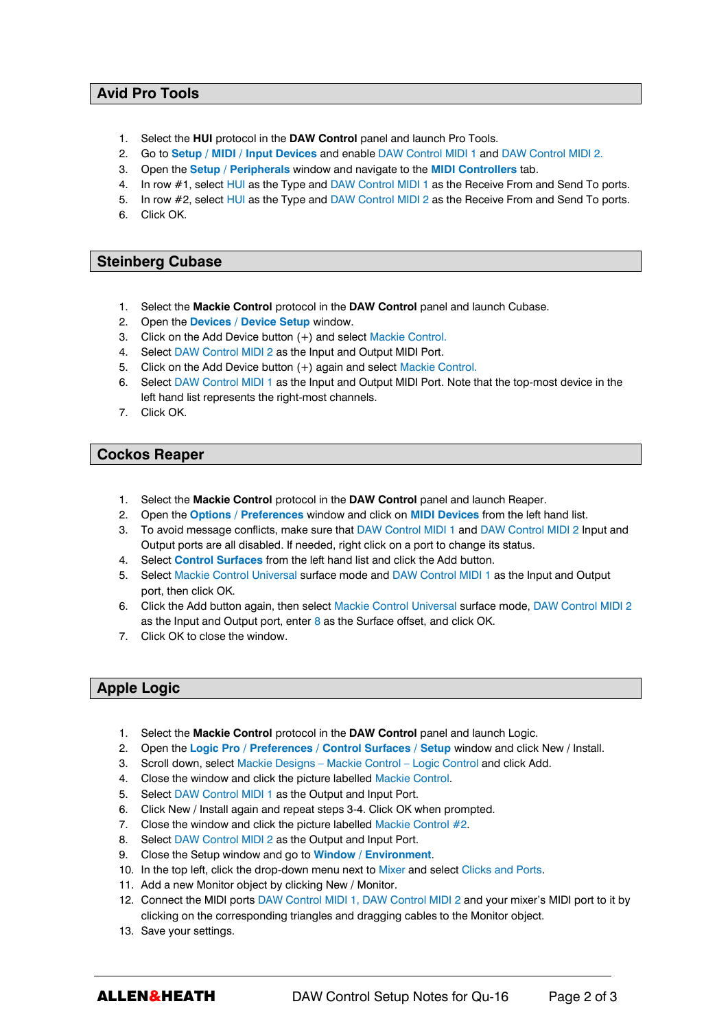## Avid Pro Tools

1. Select the **HUI** protocol in the **DAW Control** panel and launch Pro Tools.
2. Go to **Setup** / **MIDI** / **Input Devices** and enable DAW Control MIDI 1 and DAW Control MIDI 2.
3. Open the **Setup** / **Peripherals** window and navigate to the **MIDI Controllers** tab.
4. In row #1, select HUI as the Type and DAW Control MIDI 1 as the Receive From and Send To ports.
5. In row #2, select HUI as the Type and DAW Control MIDI 2 as the Receive From and Send To ports.
6. Click OK.

## Steinberg Cubase

1. Select the **Mackie Control** protocol in the **DAW Control** panel and launch Cubase.
2. Open the **Devices** / **Device Setup** window.
3. Click on the Add Device button (+) and select Mackie Control.
4. Select DAW Control MIDI 2 as the Input and Output MIDI Port.
5. Click on the Add Device button (+) again and select Mackie Control.
6. Select DAW Control MIDI 1 as the Input and Output MIDI Port. Note that the top-most device in the left hand list represents the right-most channels.
7. Click OK.

## Cockos Reaper

1. Select the **Mackie Control** protocol in the **DAW Control** panel and launch Reaper.
2. Open the **Options** / **Preferences** window and click on **MIDI Devices** from the left hand list.
3. To avoid message conflicts, make sure that DAW Control MIDI 1 and DAW Control MIDI 2 Input and Output ports are all disabled. If needed, right click on a port to change its status.
4. Select **Control Surfaces** from the left hand list and click the Add button.
5. Select Mackie Control Universal surface mode and DAW Control MIDI 1 as the Input and Output port, then click OK.
6. Click the Add button again, then select Mackie Control Universal surface mode, DAW Control MIDI 2 as the Input and Output port, enter 8 as the Surface offset, and click OK.
7. Click OK to close the window.

## Apple Logic

1. Select the **Mackie Control** protocol in the **DAW Control** panel and launch Logic.
2. Open the **Logic Pro** / **Preferences** / **Control Surfaces** / **Setup** window and click New / Install.
3. Scroll down, select Mackie Designs – Mackie Control – Logic Control and click Add.
4. Close the window and click the picture labelled Mackie Control.
5. Select DAW Control MIDI 1 as the Output and Input Port.
6. Click New / Install again and repeat steps 3-4. Click OK when prompted.
7. Close the window and click the picture labelled Mackie Control #2.
8. Select DAW Control MIDI 2 as the Output and Input Port.
9. Close the Setup window and go to **Window** / **Environment**.
10. In the top left, click the drop-down menu next to Mixer and select Clicks and Ports.
11. Add a new Monitor object by clicking New / Monitor.
12. Connect the MIDI ports DAW Control MIDI 1, DAW Control MIDI 2 and your mixer's MIDI port to it by clicking on the corresponding triangles and dragging cables to the Monitor object.
13. Save your settings.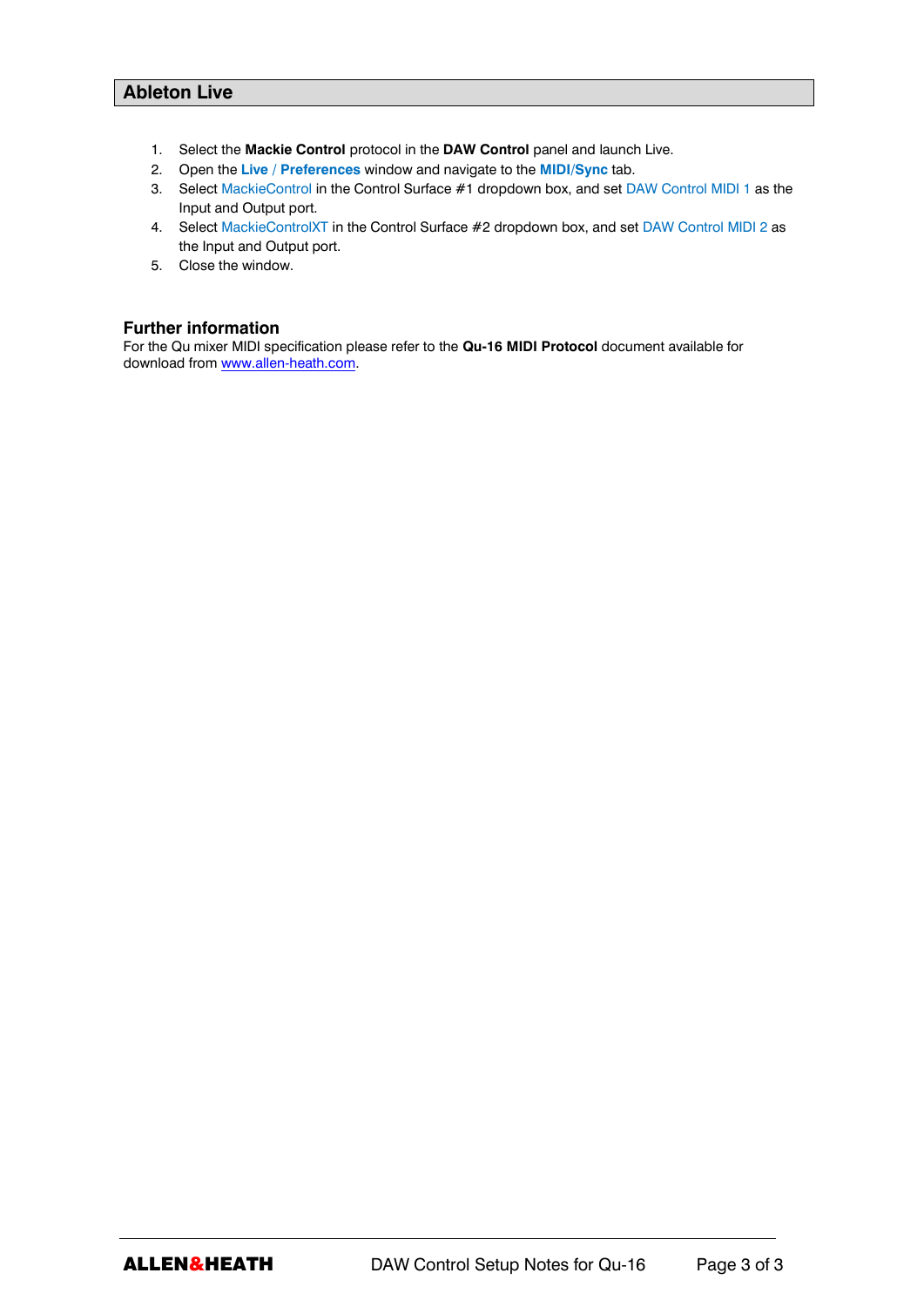## Ableton Live

1. Select the **Mackie Control** protocol in the **DAW Control** panel and launch Live.
2. Open the **Live / Preferences** window and navigate to the **MIDI/Sync** tab.
3. Select MackieControl in the Control Surface #1 dropdown box, and set DAW Control MIDI 1 as the Input and Output port.
4. Select MackieControlXT in the Control Surface #2 dropdown box, and set DAW Control MIDI 2 as the Input and Output port.
5. Close the window.

### Further information

For the Qu mixer MIDI specification please refer to the **Qu-16 MIDI Protocol** document available for download from www.allen-heath.com.